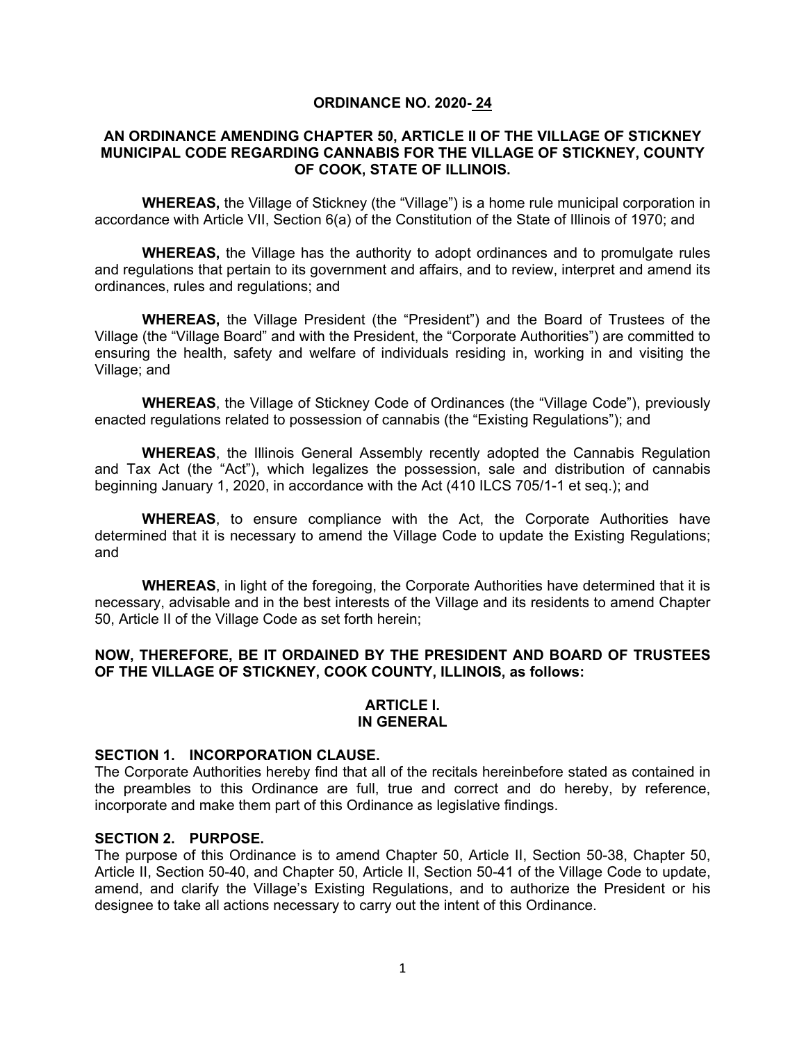**ORDINANCE NO. 2020- 24**

**AN ORDINANCE AMENDING CHAPTER 50, ARTICLE II OF THE VILLAGE OF STICKNEY MUNICIPAL CODE REGARDING CANNABIS FOR THE VILLAGE OF STICKNEY, COUNTY OF COOK, STATE OF ILLINOIS.**

**WHEREAS,** the Village of Stickney (the "Village") is a home rule municipal corporation in accordance with Article VII, Section 6(a) of the Constitution of the State of Illinois of 1970; and

**WHEREAS,** the Village has the authority to adopt ordinances and to promulgate rules and regulations that pertain to its government and affairs, and to review, interpret and amend its ordinances, rules and regulations; and

**WHEREAS,** the Village President (the "President") and the Board of Trustees of the Village (the "Village Board" and with the President, the "Corporate Authorities") are committed to ensuring the health, safety and welfare of individuals residing in, working in and visiting the Village; and

**WHEREAS**, the Village of Stickney Code of Ordinances (the "Village Code"), previously enacted regulations related to possession of cannabis (the "Existing Regulations"); and

**WHEREAS**, the Illinois General Assembly recently adopted the Cannabis Regulation and Tax Act (the "Act"), which legalizes the possession, sale and distribution of cannabis beginning January 1, 2020, in accordance with the Act (410 ILCS 705/1-1 et seq.); and

**WHEREAS**, to ensure compliance with the Act, the Corporate Authorities have determined that it is necessary to amend the Village Code to update the Existing Regulations; and

**WHEREAS**, in light of the foregoing, the Corporate Authorities have determined that it is necessary, advisable and in the best interests of the Village and its residents to amend Chapter 50, Article II of the Village Code as set forth herein;

**NOW, THEREFORE, BE IT ORDAINED BY THE PRESIDENT AND BOARD OF TRUSTEES OF THE VILLAGE OF STICKNEY, COOK COUNTY, ILLINOIS, as follows:**

## ARTICLE I.
## IN GENERAL

### SECTION 1. INCORPORATION CLAUSE.

The Corporate Authorities hereby find that all of the recitals hereinbefore stated as contained in the preambles to this Ordinance are full, true and correct and do hereby, by reference, incorporate and make them part of this Ordinance as legislative findings.

### SECTION 2. PURPOSE.

The purpose of this Ordinance is to amend Chapter 50, Article II, Section 50-38, Chapter 50, Article II, Section 50-40, and Chapter 50, Article II, Section 50-41 of the Village Code to update, amend, and clarify the Village's Existing Regulations, and to authorize the President or his designee to take all actions necessary to carry out the intent of this Ordinance.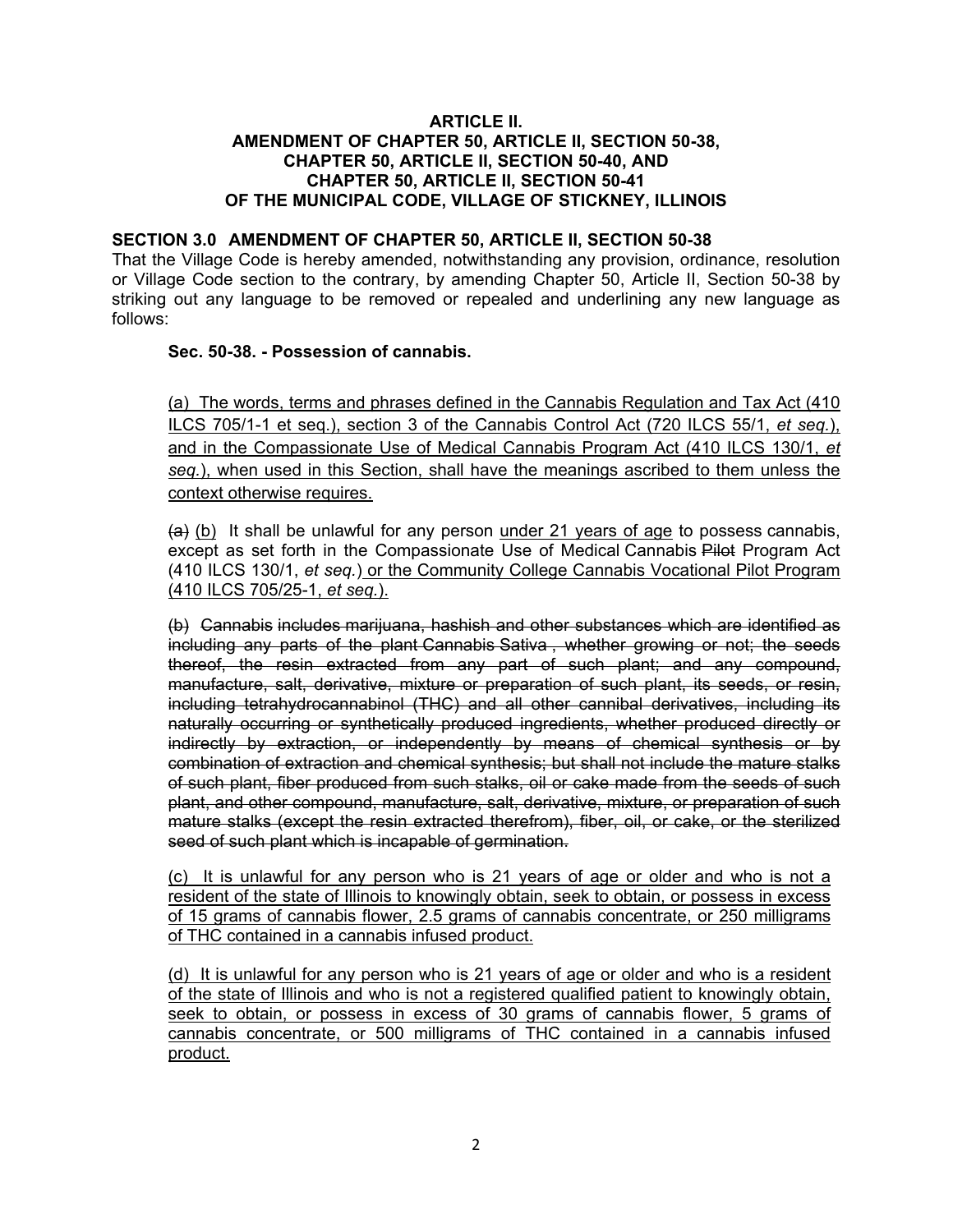**ARTICLE II.**
**AMENDMENT OF CHAPTER 50, ARTICLE II, SECTION 50-38,**
**CHAPTER 50, ARTICLE II, SECTION 50-40, AND**
**CHAPTER 50, ARTICLE II, SECTION 50-41**
**OF THE MUNICIPAL CODE, VILLAGE OF STICKNEY, ILLINOIS**

**SECTION 3.0 AMENDMENT OF CHAPTER 50, ARTICLE II, SECTION 50-38**

That the Village Code is hereby amended, notwithstanding any provision, ordinance, resolution or Village Code section to the contrary, by amending Chapter 50, Article II, Section 50-38 by striking out any language to be removed or repealed and underlining any new language as follows:

**Sec. 50-38. - Possession of cannabis.**

<u>(a) The words, terms and phrases defined in the Cannabis Regulation and Tax Act (410 ILCS 705/1-1 et seq.), section 3 of the Cannabis Control Act (720 ILCS 55/1, *et seq.*), and in the Compassionate Use of Medical Cannabis Program Act (410 ILCS 130/1, *et seq.*), when used in this Section, shall have the meanings ascribed to them unless the context otherwise requires.</u>

~~(a)~~ <u>(b)</u> It shall be unlawful for any person <u>under 21 years of age</u> to possess cannabis, except as set forth in the Compassionate Use of Medical Cannabis ~~Pilot~~ Program Act (410 ILCS 130/1, *et seq.*)<u> or the Community College Cannabis Vocational Pilot Program (410 ILCS 705/25-1, *et seq.*)</u>.

~~(b) Cannabis includes marijuana, hashish and other substances which are identified as including any parts of the plant Cannabis Sativa , whether growing or not; the seeds thereof, the resin extracted from any part of such plant; and any compound, manufacture, salt, derivative, mixture or preparation of such plant, its seeds, or resin, including tetrahydrocannabinol (THC) and all other cannibal derivatives, including its naturally occurring or synthetically produced ingredients, whether produced directly or indirectly by extraction, or independently by means of chemical synthesis or by combination of extraction and chemical synthesis; but shall not include the mature stalks of such plant, fiber produced from such stalks, oil or cake made from the seeds of such plant, and other compound, manufacture, salt, derivative, mixture, or preparation of such mature stalks (except the resin extracted therefrom), fiber, oil, or cake, or the sterilized seed of such plant which is incapable of germination.~~

<u>(c) It is unlawful for any person who is 21 years of age or older and who is not a resident of the state of Illinois to knowingly obtain, seek to obtain, or possess in excess of 15 grams of cannabis flower, 2.5 grams of cannabis concentrate, or 250 milligrams of THC contained in a cannabis infused product.</u>

<u>(d) It is unlawful for any person who is 21 years of age or older and who is a resident of the state of Illinois and who is not a registered qualified patient to knowingly obtain, seek to obtain, or possess in excess of 30 grams of cannabis flower, 5 grams of cannabis concentrate, or 500 milligrams of THC contained in a cannabis infused product.</u>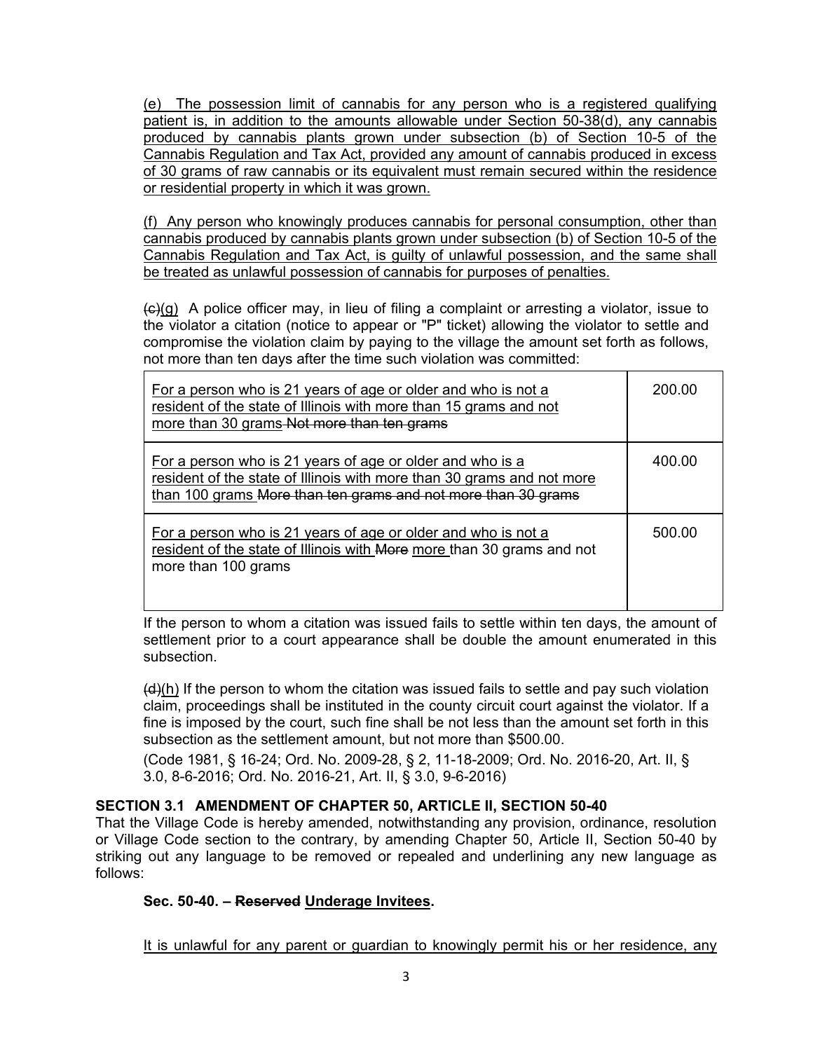(e) The possession limit of cannabis for any person who is a registered qualifying patient is, in addition to the amounts allowable under Section 50-38(d), any cannabis produced by cannabis plants grown under subsection (b) of Section 10-5 of the Cannabis Regulation and Tax Act, provided any amount of cannabis produced in excess of 30 grams of raw cannabis or its equivalent must remain secured within the residence or residential property in which it was grown.

(f) Any person who knowingly produces cannabis for personal consumption, other than cannabis produced by cannabis plants grown under subsection (b) of Section 10-5 of the Cannabis Regulation and Tax Act, is guilty of unlawful possession, and the same shall be treated as unlawful possession of cannabis for purposes of penalties.

~~(c)~~(g) A police officer may, in lieu of filing a complaint or arresting a violator, issue to the violator a citation (notice to appear or "P" ticket) allowing the violator to settle and compromise the violation claim by paying to the village the amount set forth as follows, not more than ten days after the time such violation was committed:

| | |
|---|---|
| For a person who is 21 years of age or older and who is not a resident of the state of Illinois with more than 15 grams and not more than 30 grams ~~Not more than ten grams~~ | 200.00 |
| For a person who is 21 years of age or older and who is a resident of the state of Illinois with more than 30 grams and not more than 100 grams ~~More than ten grams and not more than 30 grams~~ | 400.00 |
| For a person who is 21 years of age or older and who is not a resident of the state of Illinois with ~~More~~ more than 30 grams and not more than 100 grams | 500.00 |

If the person to whom a citation was issued fails to settle within ten days, the amount of settlement prior to a court appearance shall be double the amount enumerated in this subsection.

~~(d)~~(h) If the person to whom the citation was issued fails to settle and pay such violation claim, proceedings shall be instituted in the county circuit court against the violator. If a fine is imposed by the court, such fine shall be not less than the amount set forth in this subsection as the settlement amount, but not more than $500.00.

(Code 1981, § 16-24; Ord. No. 2009-28, § 2, 11-18-2009; Ord. No. 2016-20, Art. II, § 3.0, 8-6-2016; Ord. No. 2016-21, Art. II, § 3.0, 9-6-2016)

**SECTION 3.1 AMENDMENT OF CHAPTER 50, ARTICLE II, SECTION 50-40**

That the Village Code is hereby amended, notwithstanding any provision, ordinance, resolution or Village Code section to the contrary, by amending Chapter 50, Article II, Section 50-40 by striking out any language to be removed or repealed and underlining any new language as follows:

**Sec. 50-40. – ~~Reserved~~ Underage Invitees.**

It is unlawful for any parent or guardian to knowingly permit his or her residence, any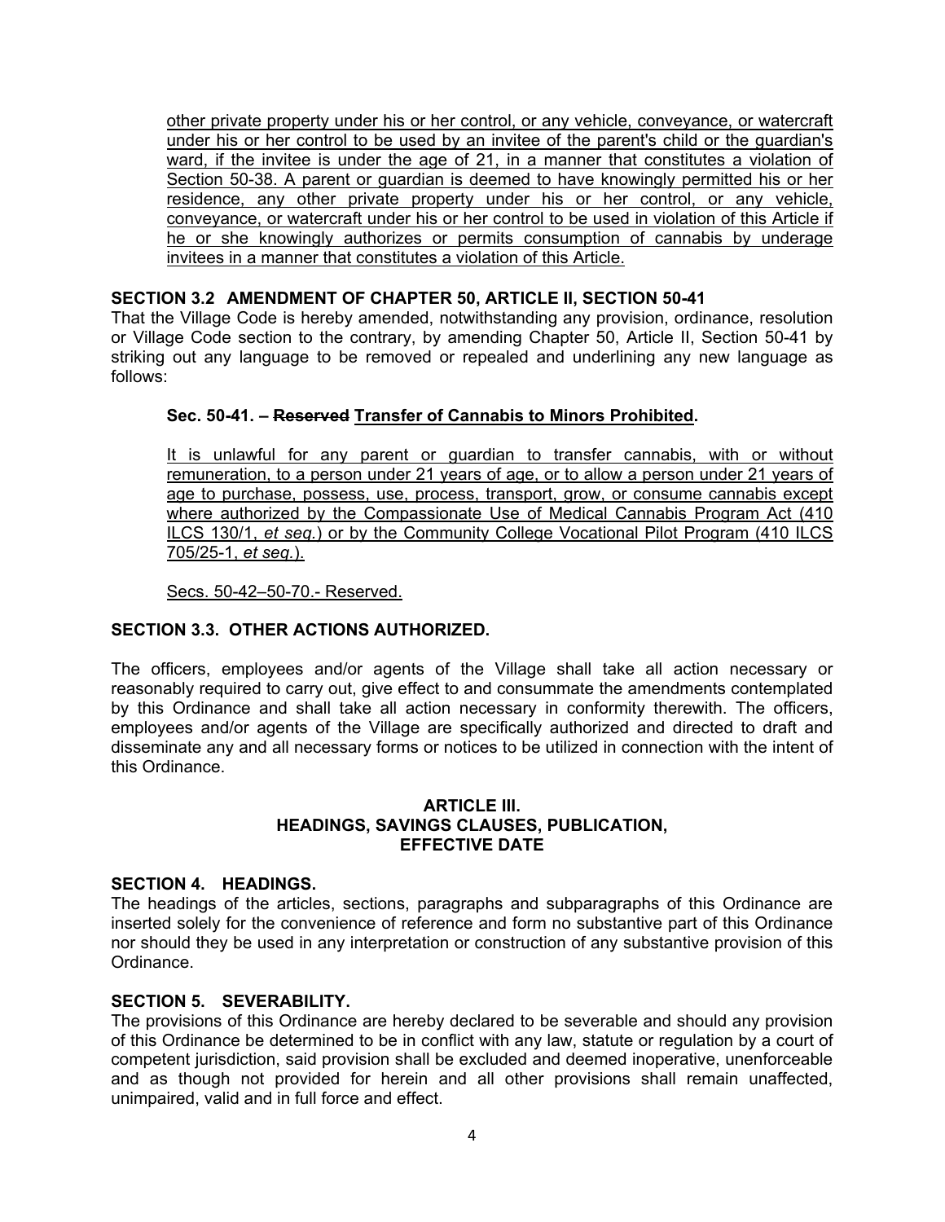<u>other private property under his or her control, or any vehicle, conveyance, or watercraft under his or her control to be used by an invitee of the parent's child or the guardian's ward, if the invitee is under the age of 21, in a manner that constitutes a violation of Section 50-38. A parent or guardian is deemed to have knowingly permitted his or her residence, any other private property under his or her control, or any vehicle, conveyance, or watercraft under his or her control to be used in violation of this Article if he or she knowingly authorizes or permits consumption of cannabis by underage invitees in a manner that constitutes a violation of this Article.</u>

**SECTION 3.2 AMENDMENT OF CHAPTER 50, ARTICLE II, SECTION 50-41**

That the Village Code is hereby amended, notwithstanding any provision, ordinance, resolution or Village Code section to the contrary, by amending Chapter 50, Article II, Section 50-41 by striking out any language to be removed or repealed and underlining any new language as follows:

**Sec. 50-41. – ~~Reserved~~ <u>Transfer of Cannabis to Minors Prohibited</u>.**

<u>It is unlawful for any parent or guardian to transfer cannabis, with or without remuneration, to a person under 21 years of age, or to allow a person under 21 years of age to purchase, possess, use, process, transport, grow, or consume cannabis except where authorized by the Compassionate Use of Medical Cannabis Program Act (410 ILCS 130/1, *et seq.*) or by the Community College Vocational Pilot Program (410 ILCS 705/25-1, *et seq.*).</u>

<u>Secs. 50-42–50-70.- Reserved.</u>

**SECTION 3.3. OTHER ACTIONS AUTHORIZED.**

The officers, employees and/or agents of the Village shall take all action necessary or reasonably required to carry out, give effect to and consummate the amendments contemplated by this Ordinance and shall take all action necessary in conformity therewith. The officers, employees and/or agents of the Village are specifically authorized and directed to draft and disseminate any and all necessary forms or notices to be utilized in connection with the intent of this Ordinance.

## ARTICLE III.
## HEADINGS, SAVINGS CLAUSES, PUBLICATION, EFFECTIVE DATE

**SECTION 4. HEADINGS.**

The headings of the articles, sections, paragraphs and subparagraphs of this Ordinance are inserted solely for the convenience of reference and form no substantive part of this Ordinance nor should they be used in any interpretation or construction of any substantive provision of this Ordinance.

**SECTION 5. SEVERABILITY.**

The provisions of this Ordinance are hereby declared to be severable and should any provision of this Ordinance be determined to be in conflict with any law, statute or regulation by a court of competent jurisdiction, said provision shall be excluded and deemed inoperative, unenforceable and as though not provided for herein and all other provisions shall remain unaffected, unimpaired, valid and in full force and effect.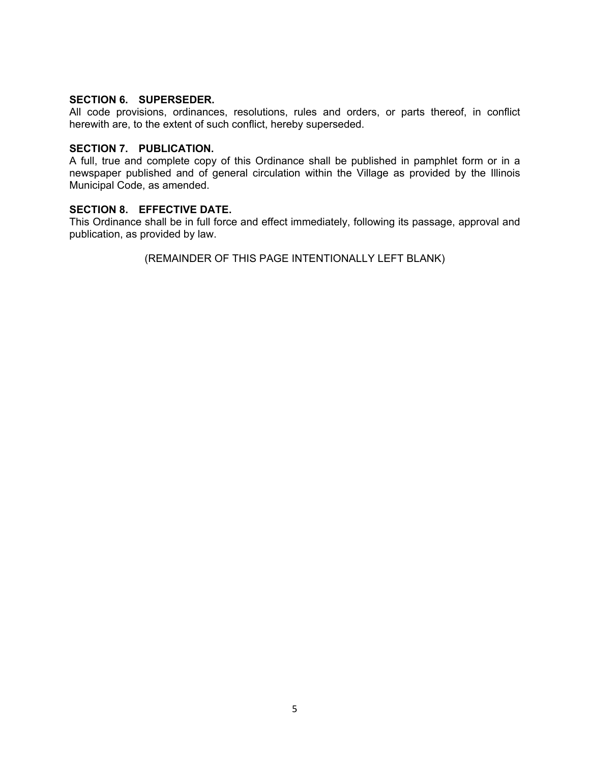**SECTION 6. SUPERSEDER.**
All code provisions, ordinances, resolutions, rules and orders, or parts thereof, in conflict herewith are, to the extent of such conflict, hereby superseded.

**SECTION 7. PUBLICATION.**
A full, true and complete copy of this Ordinance shall be published in pamphlet form or in a newspaper published and of general circulation within the Village as provided by the Illinois Municipal Code, as amended.

**SECTION 8. EFFECTIVE DATE.**
This Ordinance shall be in full force and effect immediately, following its passage, approval and publication, as provided by law.

(REMAINDER OF THIS PAGE INTENTIONALLY LEFT BLANK)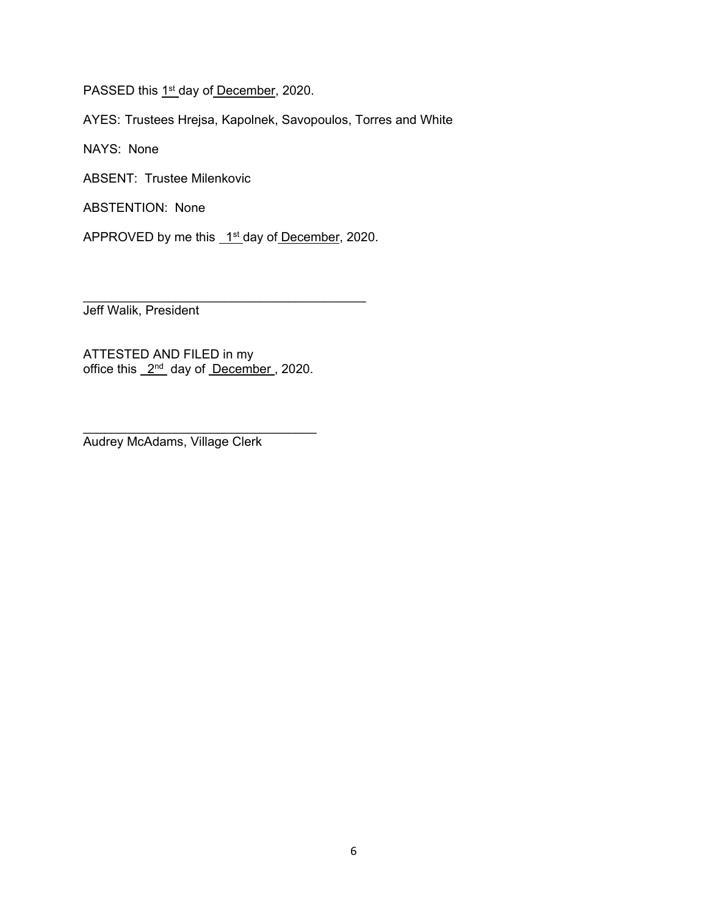PASSED this 1st day of December, 2020.

AYES: Trustees Hrejsa, Kapolnek, Savopoulos, Torres and White

NAYS: None

ABSENT: Trustee Milenkovic

ABSTENTION: None

APPROVED by me this 1st day of December, 2020.

\_\_\_\_\_\_\_\_\_\_\_\_\_\_\_\_\_\_\_\_\_\_\_\_\_\_\_\_\_\_\_\_\_\_\_\_\_\_\_\_
Jeff Walik, President

ATTESTED AND FILED in my
office this 2nd day of December, 2020.

\_\_\_\_\_\_\_\_\_\_\_\_\_\_\_\_\_\_\_\_\_\_\_\_\_\_\_\_\_\_\_\_\_\_
Audrey McAdams, Village Clerk